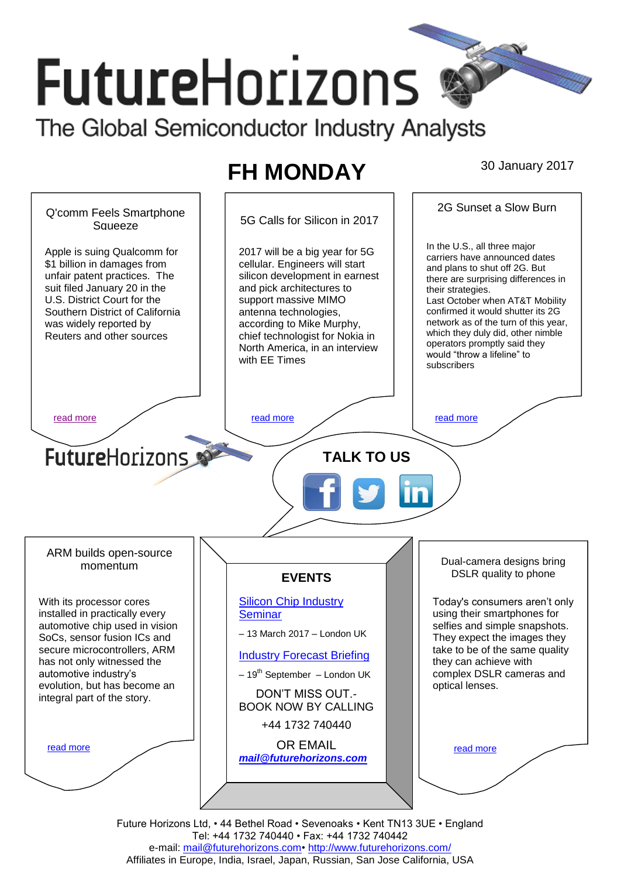# FutureHorizons

The Global Semiconductor Industry Analysts

## FH MONDAY

30 January 2017

### Q'comm Feels Smartphone Squeeze

Apple is suing Qualcomm for $1 billion in damages from unfair patent practices. The suit filed January 20 in the U.S. District Court for the Southern District of California was widely reported by Reuters and other sources

read more

### 5G Calls for Silicon in 2017

2017 will be a big year for 5G cellular. Engineers will start silicon development in earnest and pick architectures to support massive MIMO antenna technologies, according to Mike Murphy, chief technologist for Nokia in North America, in an interview with EE Times

read more

### 2G Sunset a Slow Burn

In the U.S., all three major carriers have announced dates and plans to shut off 2G. But there are surprising differences in their strategies.

Last October when AT&T Mobility confirmed it would shutter its 2G network as of the turn of this year, which they duly did, other nimble operators promptly said they would "throw a lifeline" to subscribers

read more

FutureHorizons

**TALK TO US**

### ARM builds open-source momentum

With its processor cores installed in practically every automotive chip used in vision SoCs, sensor fusion ICs and secure microcontrollers, ARM has not only witnessed the automotive industry's evolution, but has become an integral part of the story.

read more

### EVENTS

Silicon Chip Industry Seminar

– 13 March 2017 – London UK

Industry Forecast Briefing

– 19th September – London UK

DON'T MISS OUT.- BOOK NOW BY CALLING

+44 1732 740440

OR EMAIL

***mail@futurehorizons.com***

### Dual-camera designs bring DSLR quality to phone

Today's consumers aren't only using their smartphones for selfies and simple snapshots. They expect the images they take to be of the same quality they can achieve with complex DSLR cameras and optical lenses.

read more

Future Horizons Ltd, • 44 Bethel Road • Sevenoaks • Kent TN13 3UE • England
Tel: +44 1732 740440 • Fax: +44 1732 740442
e-mail: mail@futurehorizons.com• http://www.futurehorizons.com/
Affiliates in Europe, India, Israel, Japan, Russian, San Jose California, USA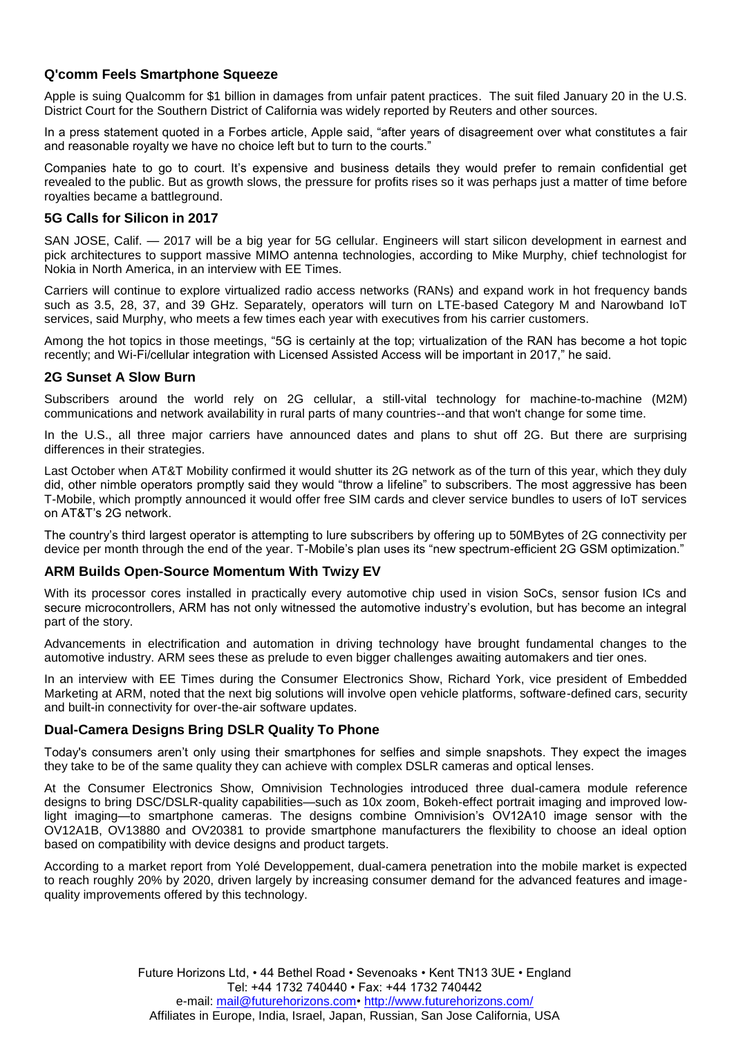### Q'comm Feels Smartphone Squeeze

Apple is suing Qualcomm for $1 billion in damages from unfair patent practices. The suit filed January 20 in the U.S. District Court for the Southern District of California was widely reported by Reuters and other sources.

In a press statement quoted in a Forbes article, Apple said, "after years of disagreement over what constitutes a fair and reasonable royalty we have no choice left but to turn to the courts."

Companies hate to go to court. It's expensive and business details they would prefer to remain confidential get revealed to the public. But as growth slows, the pressure for profits rises so it was perhaps just a matter of time before royalties became a battleground.

### 5G Calls for Silicon in 2017

SAN JOSE, Calif. — 2017 will be a big year for 5G cellular. Engineers will start silicon development in earnest and pick architectures to support massive MIMO antenna technologies, according to Mike Murphy, chief technologist for Nokia in North America, in an interview with EE Times.

Carriers will continue to explore virtualized radio access networks (RANs) and expand work in hot frequency bands such as 3.5, 28, 37, and 39 GHz. Separately, operators will turn on LTE-based Category M and Narowband IoT services, said Murphy, who meets a few times each year with executives from his carrier customers.

Among the hot topics in those meetings, "5G is certainly at the top; virtualization of the RAN has become a hot topic recently; and Wi-Fi/cellular integration with Licensed Assisted Access will be important in 2017," he said.

### 2G Sunset A Slow Burn

Subscribers around the world rely on 2G cellular, a still-vital technology for machine-to-machine (M2M) communications and network availability in rural parts of many countries--and that won't change for some time.

In the U.S., all three major carriers have announced dates and plans to shut off 2G. But there are surprising differences in their strategies.

Last October when AT&T Mobility confirmed it would shutter its 2G network as of the turn of this year, which they duly did, other nimble operators promptly said they would "throw a lifeline" to subscribers. The most aggressive has been T-Mobile, which promptly announced it would offer free SIM cards and clever service bundles to users of IoT services on AT&T's 2G network.

The country's third largest operator is attempting to lure subscribers by offering up to 50MBytes of 2G connectivity per device per month through the end of the year. T-Mobile's plan uses its "new spectrum-efficient 2G GSM optimization."

### ARM Builds Open-Source Momentum With Twizy EV

With its processor cores installed in practically every automotive chip used in vision SoCs, sensor fusion ICs and secure microcontrollers, ARM has not only witnessed the automotive industry's evolution, but has become an integral part of the story.

Advancements in electrification and automation in driving technology have brought fundamental changes to the automotive industry. ARM sees these as prelude to even bigger challenges awaiting automakers and tier ones.

In an interview with EE Times during the Consumer Electronics Show, Richard York, vice president of Embedded Marketing at ARM, noted that the next big solutions will involve open vehicle platforms, software-defined cars, security and built-in connectivity for over-the-air software updates.

### Dual-Camera Designs Bring DSLR Quality To Phone

Today's consumers aren't only using their smartphones for selfies and simple snapshots. They expect the images they take to be of the same quality they can achieve with complex DSLR cameras and optical lenses.

At the Consumer Electronics Show, Omnivision Technologies introduced three dual-camera module reference designs to bring DSC/DSLR-quality capabilities—such as 10x zoom, Bokeh-effect portrait imaging and improved low-light imaging—to smartphone cameras. The designs combine Omnivision's OV12A10 image sensor with the OV12A1B, OV13880 and OV20381 to provide smartphone manufacturers the flexibility to choose an ideal option based on compatibility with device designs and product targets.

According to a market report from Yolé Developpement, dual-camera penetration into the mobile market is expected to reach roughly 20% by 2020, driven largely by increasing consumer demand for the advanced features and image-quality improvements offered by this technology.

Future Horizons Ltd, • 44 Bethel Road • Sevenoaks • Kent TN13 3UE • England
Tel: +44 1732 740440 • Fax: +44 1732 740442
e-mail: mail@futurehorizons.com• http://www.futurehorizons.com/
Affiliates in Europe, India, Israel, Japan, Russian, San Jose California, USA